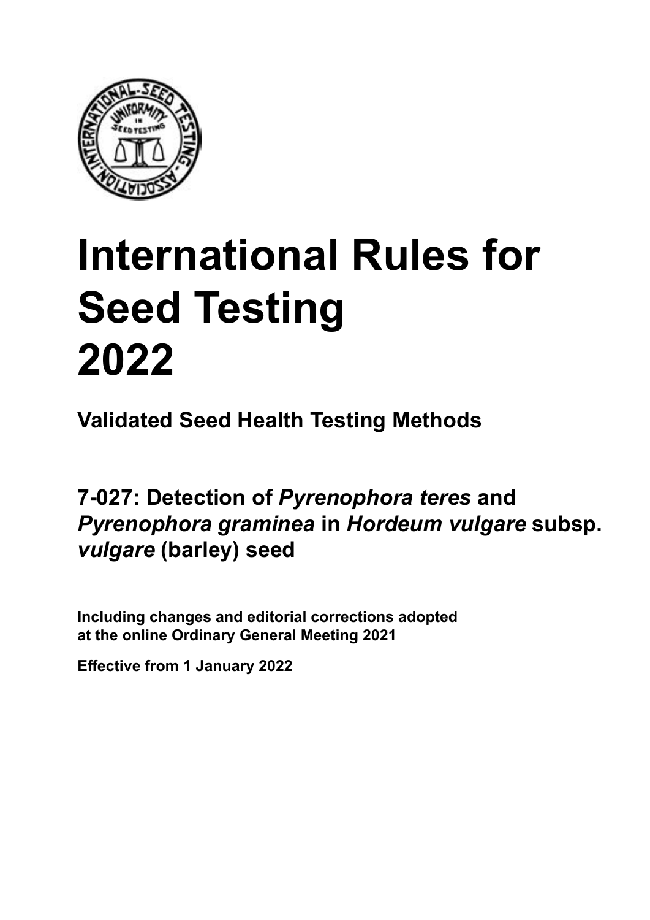# International Rules for Seed Testing 2022

**Validated Seed Health Testing Methods**

## 7-027: Detection of *Pyrenophora teres* and *Pyrenophora graminea* in *Hordeum vulgare* subsp. *vulgare* (barley) seed

**Including changes and editorial corrections adopted at the online Ordinary General Meeting 2021**

**Effective from 1 January 2022**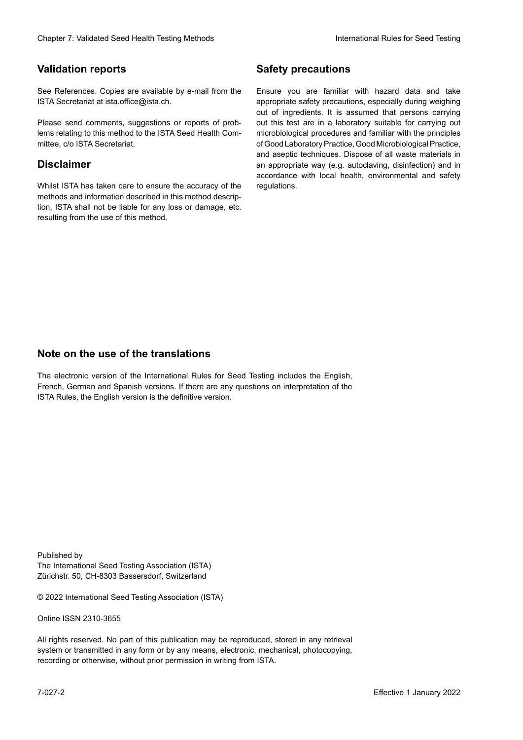## Validation reports

See References. Copies are available by e-mail from the ISTA Secretariat at ista.office@ista.ch.

Please send comments, suggestions or reports of problems relating to this method to the ISTA Seed Health Committee, c/o ISTA Secretariat.

## Disclaimer

Whilst ISTA has taken care to ensure the accuracy of the methods and information described in this method description, ISTA shall not be liable for any loss or damage, etc. resulting from the use of this method.

## Safety precautions

Ensure you are familiar with hazard data and take appropriate safety precautions, especially during weighing out of ingredients. It is assumed that persons carrying out this test are in a laboratory suitable for carrying out microbiological procedures and familiar with the principles of Good Laboratory Practice, Good Microbiological Practice, and aseptic techniques. Dispose of all waste materials in an appropriate way (e.g. autoclaving, disinfection) and in accordance with local health, environmental and safety regulations.

## Note on the use of the translations

The electronic version of the International Rules for Seed Testing includes the English, French, German and Spanish versions. If there are any questions on interpretation of the ISTA Rules, the English version is the definitive version.

Published by
The International Seed Testing Association (ISTA)
Zürichstr. 50, CH-8303 Bassersdorf, Switzerland

© 2022 International Seed Testing Association (ISTA)

Online ISSN 2310-3655

All rights reserved. No part of this publication may be reproduced, stored in any retrieval system or transmitted in any form or by any means, electronic, mechanical, photocopying, recording or otherwise, without prior permission in writing from ISTA.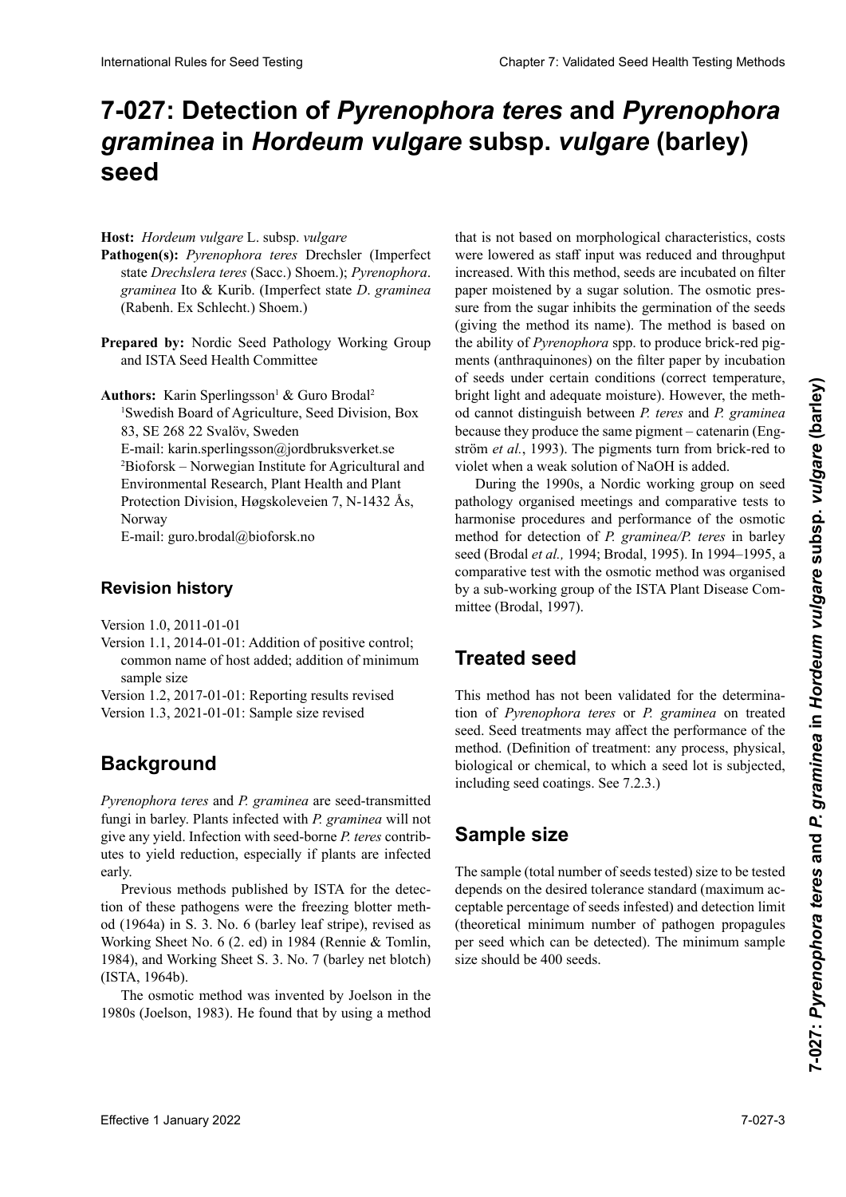# 7-027: Detection of *Pyrenophora teres* and *Pyrenophora graminea* in *Hordeum vulgare* subsp. *vulgare* (barley) seed

**Host:** *Hordeum vulgare* L. subsp. *vulgare*

**Pathogen(s):** *Pyrenophora teres* Drechsler (Imperfect state *Drechslera teres* (Sacc.) Shoem.); *Pyrenophora*. *graminea* Ito & Kurib. (Imperfect state *D*. *graminea* (Rabenh. Ex Schlecht.) Shoem.)

**Prepared by:** Nordic Seed Pathology Working Group and ISTA Seed Health Committee

**Authors:** Karin Sperlingsson[1] & Guro Brodal[2]
[1]Swedish Board of Agriculture, Seed Division, Box 83, SE 268 22 Svalöv, Sweden
E-mail: karin.sperlingsson@jordbruksverket.se
[2]Bioforsk – Norwegian Institute for Agricultural and Environmental Research, Plant Health and Plant Protection Division, Høgskoleveien 7, N-1432 Ås, Norway
E-mail: guro.brodal@bioforsk.no

## Revision history

Version 1.0, 2011-01-01
Version 1.1, 2014-01-01: Addition of positive control; common name of host added; addition of minimum sample size
Version 1.2, 2017-01-01: Reporting results revised
Version 1.3, 2021-01-01: Sample size revised

## Background

*Pyrenophora teres* and *P. graminea* are seed-transmitted fungi in barley. Plants infected with *P. graminea* will not give any yield. Infection with seed-borne *P. teres* contributes to yield reduction, especially if plants are infected early.

Previous methods published by ISTA for the detection of these pathogens were the freezing blotter method (1964a) in S. 3. No. 6 (barley leaf stripe), revised as Working Sheet No. 6 (2. ed) in 1984 (Rennie & Tomlin, 1984), and Working Sheet S. 3. No. 7 (barley net blotch) (ISTA, 1964b).

The osmotic method was invented by Joelson in the 1980s (Joelson, 1983). He found that by using a method that is not based on morphological characteristics, costs were lowered as staff input was reduced and throughput increased. With this method, seeds are incubated on filter paper moistened by a sugar solution. The osmotic pressure from the sugar inhibits the germination of the seeds (giving the method its name). The method is based on the ability of *Pyrenophora* spp. to produce brick-red pigments (anthraquinones) on the filter paper by incubation of seeds under certain conditions (correct temperature, bright light and adequate moisture). However, the method cannot distinguish between *P. teres* and *P. graminea* because they produce the same pigment – catenarin (Engström *et al.*, 1993). The pigments turn from brick-red to violet when a weak solution of NaOH is added.

During the 1990s, a Nordic working group on seed pathology organised meetings and comparative tests to harmonise procedures and performance of the osmotic method for detection of *P. graminea*/*P. teres* in barley seed (Brodal *et al.,* 1994; Brodal, 1995). In 1994–1995, a comparative test with the osmotic method was organised by a sub-working group of the ISTA Plant Disease Committee (Brodal, 1997).

## Treated seed

This method has not been validated for the determination of *Pyrenophora teres* or *P. graminea* on treated seed. Seed treatments may affect the performance of the method. (Definition of treatment: any process, physical, biological or chemical, to which a seed lot is subjected, including seed coatings. See 7.2.3.)

## Sample size

The sample (total number of seeds tested) size to be tested depends on the desired tolerance standard (maximum acceptable percentage of seeds infested) and detection limit (theoretical minimum number of pathogen propagules per seed which can be detected). The minimum sample size should be 400 seeds.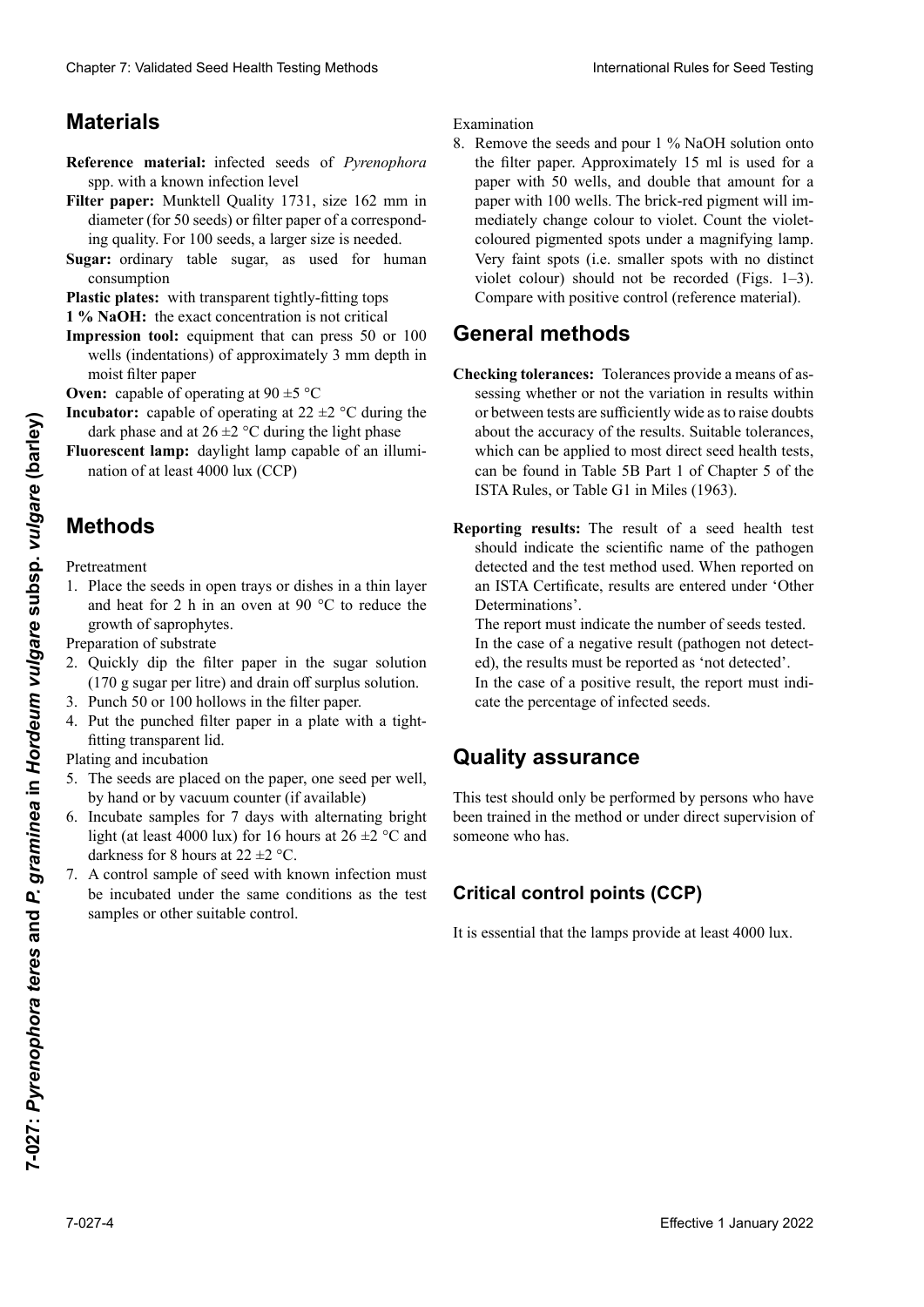## Materials

**Reference material:** infected seeds of *Pyrenophora* spp. with a known infection level

**Filter paper:** Munktell Quality 1731, size 162 mm in diameter (for 50 seeds) or filter paper of a corresponding quality. For 100 seeds, a larger size is needed.

**Sugar:** ordinary table sugar, as used for human consumption

**Plastic plates:** with transparent tightly-fitting tops

**1 % NaOH:** the exact concentration is not critical

**Impression tool:** equipment that can press 50 or 100 wells (indentations) of approximately 3 mm depth in moist filter paper

**Oven:** capable of operating at 90 ±5 °C

**Incubator:** capable of operating at 22 ±2 °C during the dark phase and at 26 ±2 °C during the light phase

**Fluorescent lamp:** daylight lamp capable of an illumination of at least 4000 lux (CCP)

## Methods

Pretreatment

1. Place the seeds in open trays or dishes in a thin layer and heat for 2 h in an oven at 90 °C to reduce the growth of saprophytes.

Preparation of substrate

2. Quickly dip the filter paper in the sugar solution (170 g sugar per litre) and drain off surplus solution.
3. Punch 50 or 100 hollows in the filter paper.
4. Put the punched filter paper in a plate with a tight-fitting transparent lid.

Plating and incubation

5. The seeds are placed on the paper, one seed per well, by hand or by vacuum counter (if available)
6. Incubate samples for 7 days with alternating bright light (at least 4000 lux) for 16 hours at 26 ±2 °C and darkness for 8 hours at 22 ±2 °C.
7. A control sample of seed with known infection must be incubated under the same conditions as the test samples or other suitable control.

Examination

8. Remove the seeds and pour 1 % NaOH solution onto the filter paper. Approximately 15 ml is used for a paper with 50 wells, and double that amount for a paper with 100 wells. The brick-red pigment will immediately change colour to violet. Count the violet-coloured pigmented spots under a magnifying lamp. Very faint spots (i.e. smaller spots with no distinct violet colour) should not be recorded (Figs. 1–3). Compare with positive control (reference material).

## General methods

**Checking tolerances:** Tolerances provide a means of assessing whether or not the variation in results within or between tests are sufficiently wide as to raise doubts about the accuracy of the results. Suitable tolerances, which can be applied to most direct seed health tests, can be found in Table 5B Part 1 of Chapter 5 of the ISTA Rules, or Table G1 in Miles (1963).

**Reporting results:** The result of a seed health test should indicate the scientific name of the pathogen detected and the test method used. When reported on an ISTA Certificate, results are entered under 'Other Determinations'.

The report must indicate the number of seeds tested.

In the case of a negative result (pathogen not detected), the results must be reported as 'not detected'.

In the case of a positive result, the report must indicate the percentage of infected seeds.

## Quality assurance

This test should only be performed by persons who have been trained in the method or under direct supervision of someone who has.

### Critical control points (CCP)

It is essential that the lamps provide at least 4000 lux.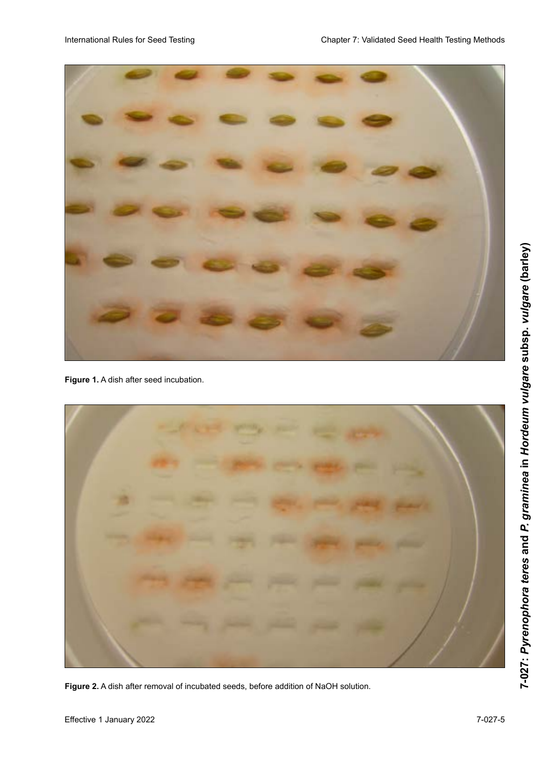Figure 1. A dish after seed incubation.

Figure 2. A dish after removal of incubated seeds, before addition of NaOH solution.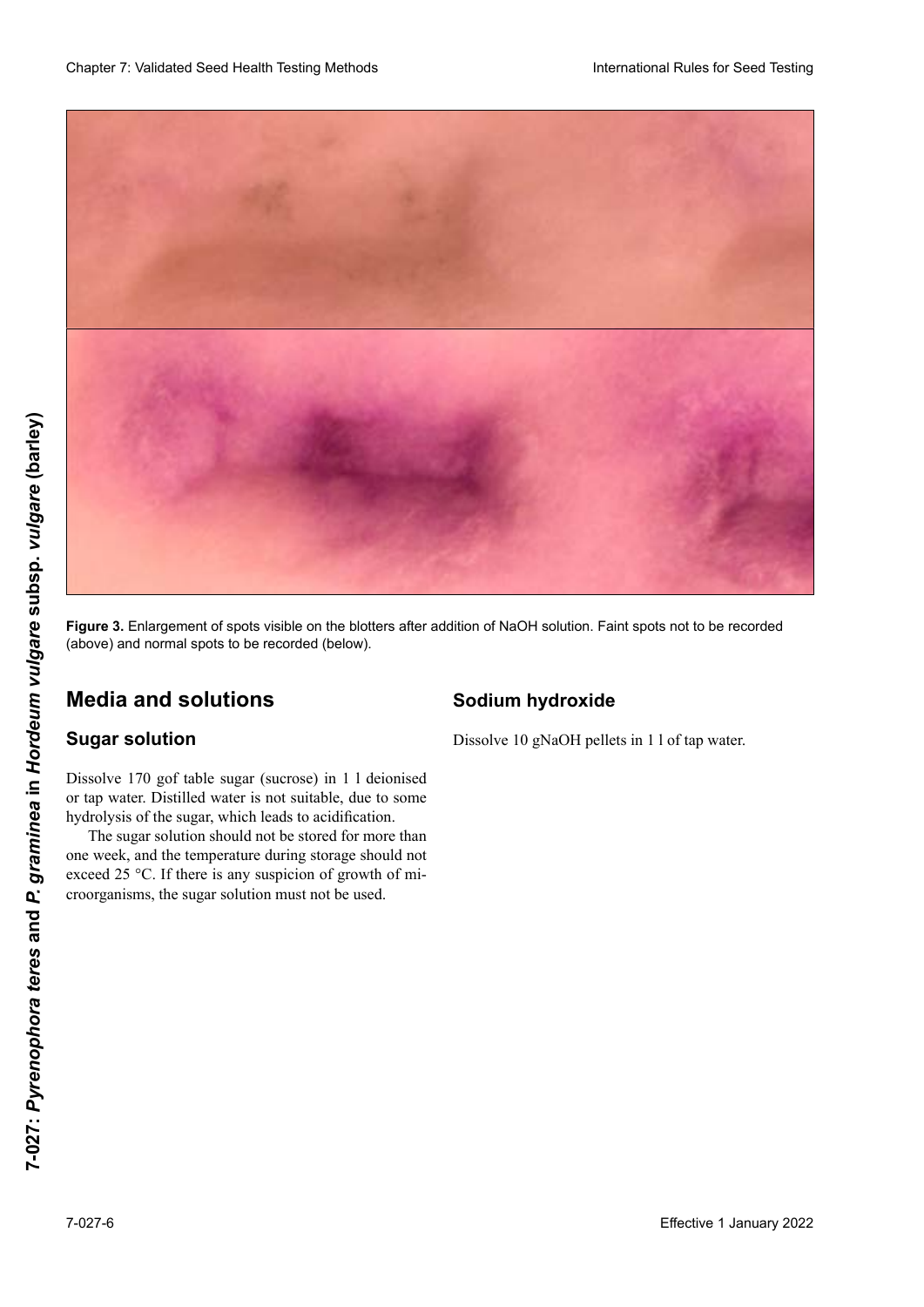Figure 3. Enlargement of spots visible on the blotters after addition of NaOH solution. Faint spots not to be recorded (above) and normal spots to be recorded (below).

## Media and solutions

### Sugar solution

Dissolve 170 gof table sugar (sucrose) in 1 l deionised or tap water. Distilled water is not suitable, due to some hydrolysis of the sugar, which leads to acidification.

The sugar solution should not be stored for more than one week, and the temperature during storage should not exceed 25 °C. If there is any suspicion of growth of microorganisms, the sugar solution must not be used.

### Sodium hydroxide

Dissolve 10 gNaOH pellets in 1 l of tap water.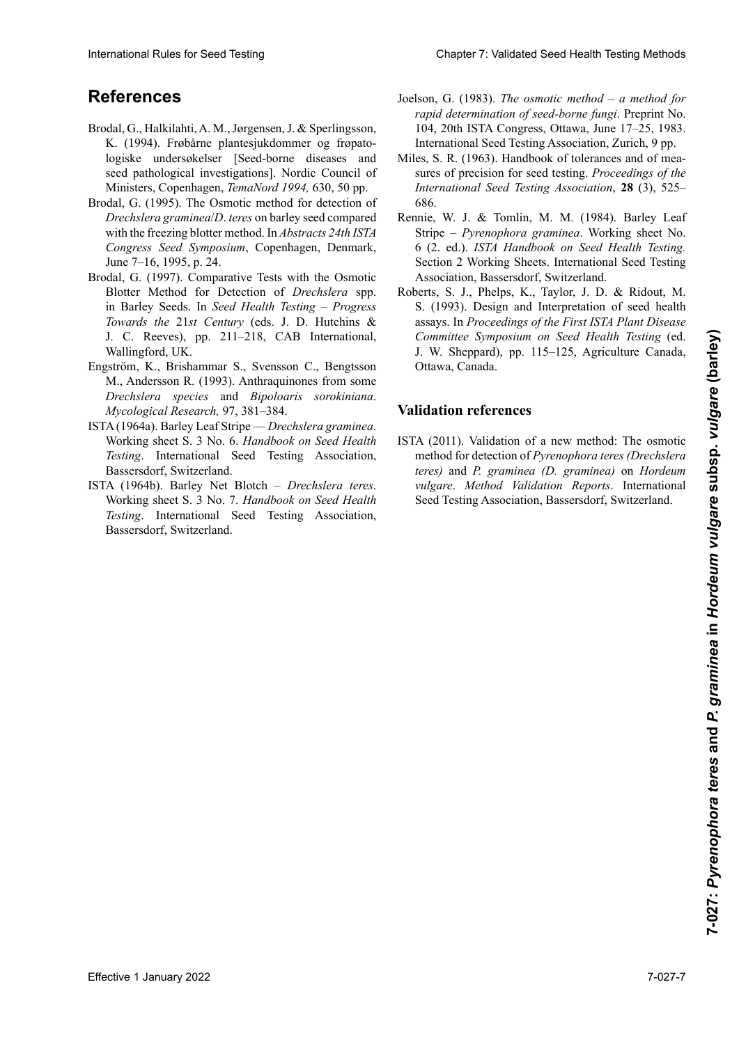# References

Brodal, G., Halkilahti, A. M., Jørgensen, J. & Sperlingsson, K. (1994). Frøbårne plantesjukdommer og frøpatologiske undersøkelser [Seed-borne diseases and seed pathological investigations]. Nordic Council of Ministers, Copenhagen, *TemaNord 1994,* 630, 50 pp.

Brodal, G. (1995). The Osmotic method for detection of *Drechslera graminea*/*D. teres* on barley seed compared with the freezing blotter method. In *Abstracts 24th ISTA Congress Seed Symposium*, Copenhagen, Denmark, June 7–16, 1995, p. 24.

Brodal, G. (1997). Comparative Tests with the Osmotic Blotter Method for Detection of *Drechslera* spp. in Barley Seeds. In *Seed Health Testing – Progress Towards the* 21*st Century* (eds. J. D. Hutchins & J. C. Reeves), pp. 211–218, CAB International, Wallingford, UK.

Engström, K., Brishammar S., Svensson C., Bengtsson M., Andersson R. (1993). Anthraquinones from some *Drechslera species* and *Bipoloaris sorokiniana*. *Mycological Research,* 97, 381–384.

ISTA (1964a). Barley Leaf Stripe — *Drechslera graminea*. Working sheet S. 3 No. 6. *Handbook on Seed Health Testing*. International Seed Testing Association, Bassersdorf, Switzerland.

ISTA (1964b). Barley Net Blotch – *Drechslera teres*. Working sheet S. 3 No. 7. *Handbook on Seed Health Testing*. International Seed Testing Association, Bassersdorf, Switzerland.

Joelson, G. (1983). *The osmotic method – a method for rapid determination of seed-borne fungi*. Preprint No. 104, 20th ISTA Congress, Ottawa, June 17–25, 1983. International Seed Testing Association, Zurich, 9 pp.

Miles, S. R. (1963). Handbook of tolerances and of measures of precision for seed testing. *Proceedings of the International Seed Testing Association*, **28** (3), 525–686.

Rennie, W. J. & Tomlin, M. M. (1984). Barley Leaf Stripe – *Pyrenophora graminea*. Working sheet No. 6 (2. ed.). *ISTA Handbook on Seed Health Testing.* Section 2 Working Sheets. International Seed Testing Association, Bassersdorf, Switzerland.

Roberts, S. J., Phelps, K., Taylor, J. D. & Ridout, M. S. (1993). Design and Interpretation of seed health assays. In *Proceedings of the First ISTA Plant Disease Committee Symposium on Seed Health Testing* (ed. J. W. Sheppard), pp. 115–125, Agriculture Canada, Ottawa, Canada.

## Validation references

ISTA (2011). Validation of a new method: The osmotic method for detection of *Pyrenophora teres (Drechslera teres)* and *P. graminea (D. graminea)* on *Hordeum vulgare*. *Method Validation Reports*. International Seed Testing Association, Bassersdorf, Switzerland.